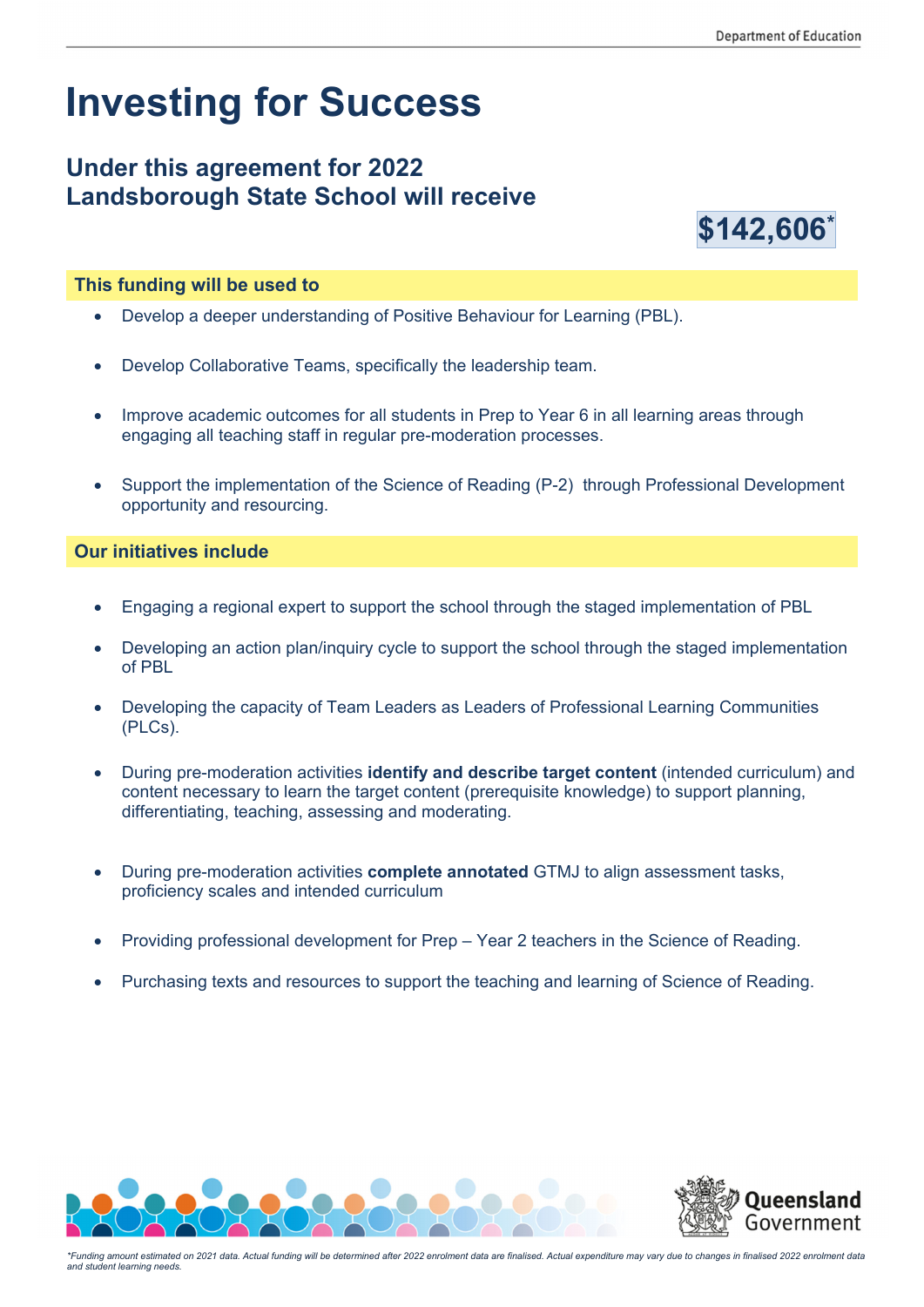# Investing for Success

## Under this agreement for 2022 Landsborough State School will receive

**$142,606***

### This funding will be used to

- Develop a deeper understanding of Positive Behaviour for Learning (PBL).
- Develop Collaborative Teams, specifically the leadership team.
- Improve academic outcomes for all students in Prep to Year 6 in all learning areas through engaging all teaching staff in regular pre-moderation processes.
- Support the implementation of the Science of Reading (P-2) through Professional Development opportunity and resourcing.

### Our initiatives include

- Engaging a regional expert to support the school through the staged implementation of PBL
- Developing an action plan/inquiry cycle to support the school through the staged implementation of PBL
- Developing the capacity of Team Leaders as Leaders of Professional Learning Communities (PLCs).
- During pre-moderation activities **identify and describe target content** (intended curriculum) and content necessary to learn the target content (prerequisite knowledge) to support planning, differentiating, teaching, assessing and moderating.
- During pre-moderation activities **complete annotated** GTMJ to align assessment tasks, proficiency scales and intended curriculum
- Providing professional development for Prep – Year 2 teachers in the Science of Reading.
- Purchasing texts and resources to support the teaching and learning of Science of Reading.

*\*Funding amount estimated on 2021 data. Actual funding will be determined after 2022 enrolment data are finalised. Actual expenditure may vary due to changes in finalised 2022 enrolment data and student learning needs.*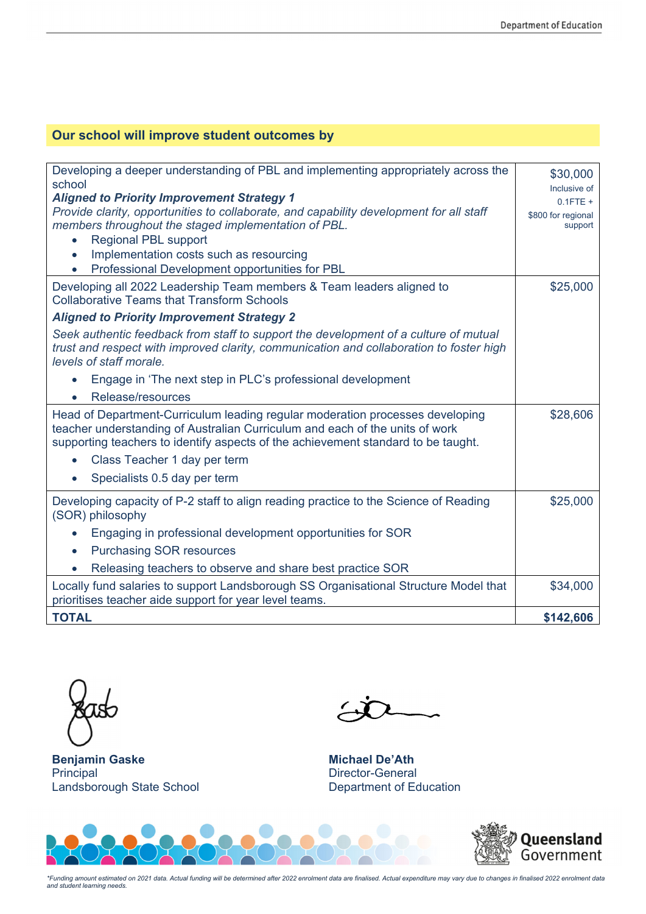## Our school will improve student outcomes by

| | |
|---|---|
| Developing a deeper understanding of PBL and implementing appropriately across the school<br>***Aligned to Priority Improvement Strategy 1***<br>*Provide clarity, opportunities to collaborate, and capability development for all staff members throughout the staged implementation of PBL.*<br>• Regional PBL support<br>• Implementation costs such as resourcing<br>• Professional Development opportunities for PBL | $30,000<br>Inclusive of 0.1FTE + $800 for regional support |
| Developing all 2022 Leadership Team members & Team leaders aligned to Collaborative Teams that Transform Schools<br>***Aligned to Priority Improvement Strategy 2***<br>*Seek authentic feedback from staff to support the development of a culture of mutual trust and respect with improved clarity, communication and collaboration to foster high levels of staff morale.*<br>• Engage in 'The next step in PLC's professional development<br>• Release/resources | $25,000 |
| Head of Department-Curriculum leading regular moderation processes developing teacher understanding of Australian Curriculum and each of the units of work supporting teachers to identify aspects of the achievement standard to be taught.<br>• Class Teacher 1 day per term<br>• Specialists 0.5 day per term | $28,606 |
| Developing capacity of P-2 staff to align reading practice to the Science of Reading (SOR) philosophy<br>• Engaging in professional development opportunities for SOR<br>• Purchasing SOR resources<br>• Releasing teachers to observe and share best practice SOR | $25,000 |
| Locally fund salaries to support Landsborough SS Organisational Structure Model that prioritises teacher aide support for year level teams. | $34,000 |
| **TOTAL** | **$142,606** |

**Benjamin Gaske**
Principal
Landsborough State School

**Michael De'Ath**
Director-General
Department of Education

*\*Funding amount estimated on 2021 data. Actual funding will be determined after 2022 enrolment data are finalised. Actual expenditure may vary due to changes in finalised 2022 enrolment data and student learning needs.*